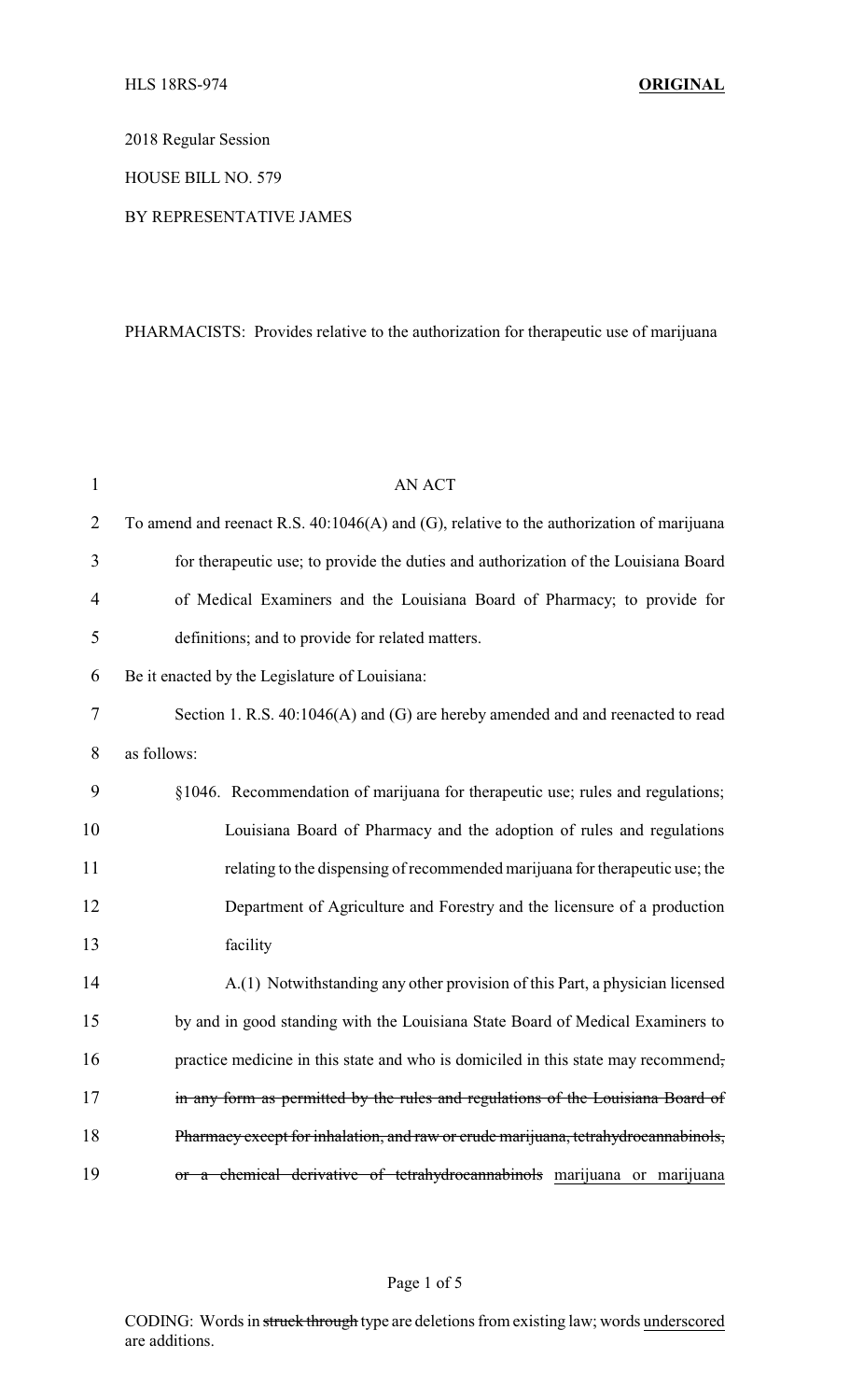HLS 18RS-974 **ORIGINAL**

2018 Regular Session

HOUSE BILL NO. 579

BY REPRESENTATIVE JAMES

PHARMACISTS: Provides relative to the authorization for therapeutic use of marijuana

AN ACT

To amend and reenact R.S. 40:1046(A) and (G), relative to the authorization of marijuana for therapeutic use; to provide the duties and authorization of the Louisiana Board of Medical Examiners and the Louisiana Board of Pharmacy; to provide for definitions; and to provide for related matters.

Be it enacted by the Legislature of Louisiana:

Section 1. R.S. 40:1046(A) and (G) are hereby amended and and reenacted to read as follows:

§1046. Recommendation of marijuana for therapeutic use; rules and regulations; Louisiana Board of Pharmacy and the adoption of rules and regulations relating to the dispensing of recommended marijuana for therapeutic use; the Department of Agriculture and Forestry and the licensure of a production facility

A.(1) Notwithstanding any other provision of this Part, a physician licensed by and in good standing with the Louisiana State Board of Medical Examiners to practice medicine in this state and who is domiciled in this state may recommend~~, in any form as permitted by the rules and regulations of the Louisiana Board of Pharmacy except for inhalation, and raw or crude marijuana, tetrahydrocannabinols, or a chemical derivative of tetrahydrocannabinols~~ <u>marijuana or marijuana</u>

CODING: Words in ~~struck through~~ type are deletions from existing law; words <u>underscored</u> are additions.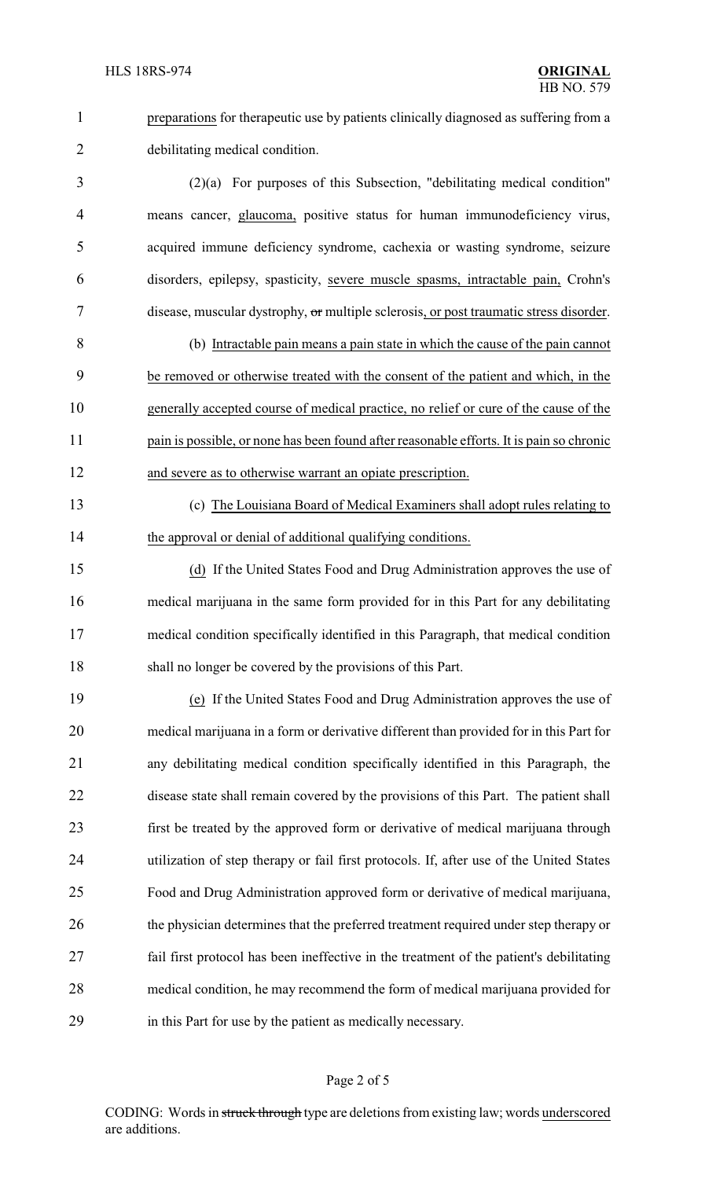preparations for therapeutic use by patients clinically diagnosed as suffering from a debilitating medical condition.

(2)(a) For purposes of this Subsection, "debilitating medical condition" means cancer, glaucoma, positive status for human immunodeficiency virus, acquired immune deficiency syndrome, cachexia or wasting syndrome, seizure disorders, epilepsy, spasticity, severe muscle spasms, intractable pain, Crohn's disease, muscular dystrophy, ~~or~~ multiple sclerosis, or post traumatic stress disorder.

(b) Intractable pain means a pain state in which the cause of the pain cannot be removed or otherwise treated with the consent of the patient and which, in the generally accepted course of medical practice, no relief or cure of the cause of the pain is possible, or none has been found after reasonable efforts. It is pain so chronic and severe as to otherwise warrant an opiate prescription.

(c) The Louisiana Board of Medical Examiners shall adopt rules relating to the approval or denial of additional qualifying conditions.

(d) If the United States Food and Drug Administration approves the use of medical marijuana in the same form provided for in this Part for any debilitating medical condition specifically identified in this Paragraph, that medical condition shall no longer be covered by the provisions of this Part.

(e) If the United States Food and Drug Administration approves the use of medical marijuana in a form or derivative different than provided for in this Part for any debilitating medical condition specifically identified in this Paragraph, the disease state shall remain covered by the provisions of this Part. The patient shall first be treated by the approved form or derivative of medical marijuana through utilization of step therapy or fail first protocols. If, after use of the United States Food and Drug Administration approved form or derivative of medical marijuana, the physician determines that the preferred treatment required under step therapy or fail first protocol has been ineffective in the treatment of the patient's debilitating medical condition, he may recommend the form of medical marijuana provided for in this Part for use by the patient as medically necessary.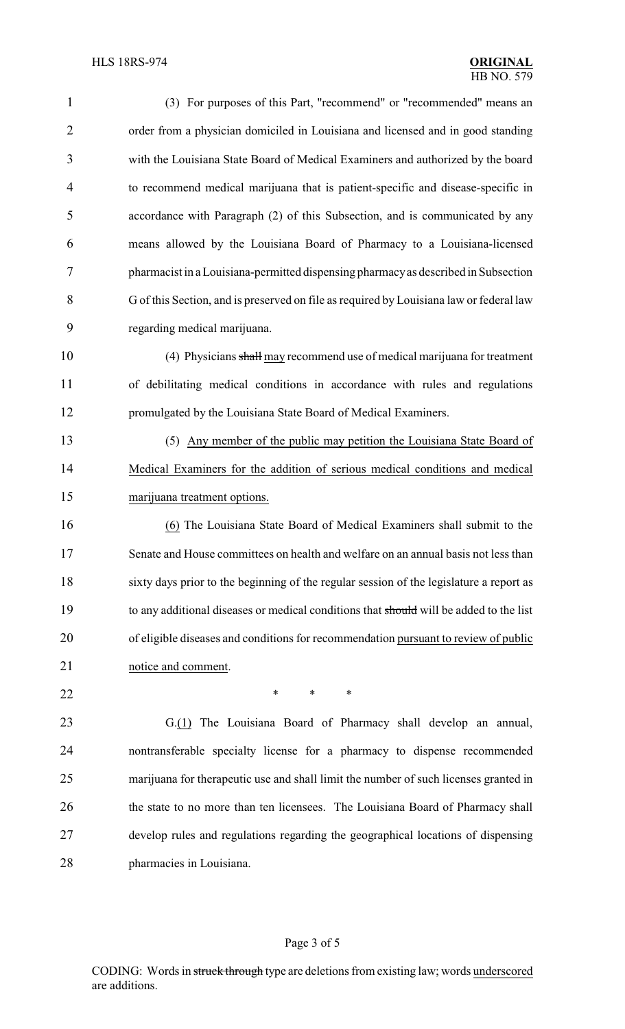(3) For purposes of this Part, "recommend" or "recommended" means an order from a physician domiciled in Louisiana and licensed and in good standing with the Louisiana State Board of Medical Examiners and authorized by the board to recommend medical marijuana that is patient-specific and disease-specific in accordance with Paragraph (2) of this Subsection, and is communicated by any means allowed by the Louisiana Board of Pharmacy to a Louisiana-licensed pharmacist in a Louisiana-permitted dispensing pharmacy as described in Subsection G of this Section, and is preserved on file as required by Louisiana law or federal law regarding medical marijuana.

(4) Physicians ~~shall~~ may recommend use of medical marijuana for treatment of debilitating medical conditions in accordance with rules and regulations promulgated by the Louisiana State Board of Medical Examiners.

(5) Any member of the public may petition the Louisiana State Board of Medical Examiners for the addition of serious medical conditions and medical marijuana treatment options.

(6) The Louisiana State Board of Medical Examiners shall submit to the Senate and House committees on health and welfare on an annual basis not less than sixty days prior to the beginning of the regular session of the legislature a report as to any additional diseases or medical conditions that ~~should~~ will be added to the list of eligible diseases and conditions for recommendation pursuant to review of public notice and comment.

\* \* \*

G.(1) The Louisiana Board of Pharmacy shall develop an annual, nontransferable specialty license for a pharmacy to dispense recommended marijuana for therapeutic use and shall limit the number of such licenses granted in the state to no more than ten licensees. The Louisiana Board of Pharmacy shall develop rules and regulations regarding the geographical locations of dispensing pharmacies in Louisiana.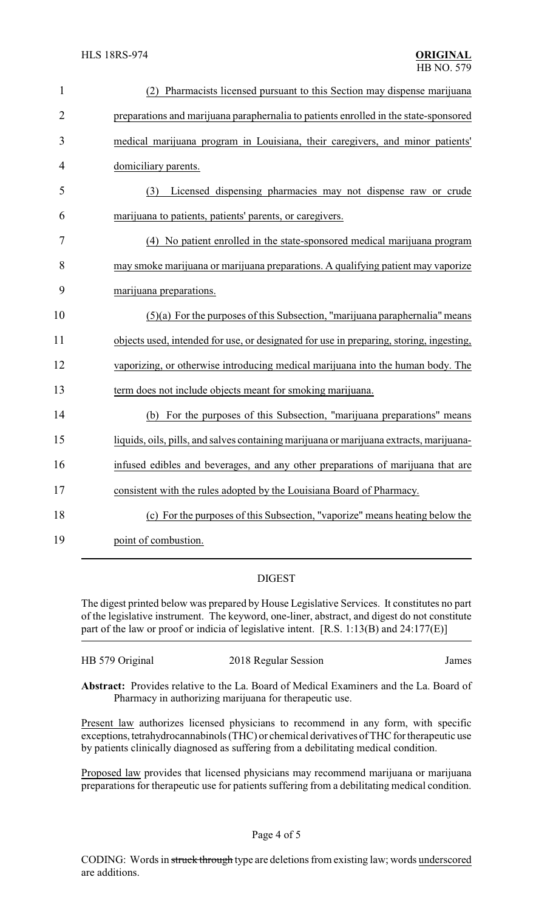(2) Pharmacists licensed pursuant to this Section may dispense marijuana preparations and marijuana paraphernalia to patients enrolled in the state-sponsored medical marijuana program in Louisiana, their caregivers, and minor patients' domiciliary parents.

(3) Licensed dispensing pharmacies may not dispense raw or crude marijuana to patients, patients' parents, or caregivers.

(4) No patient enrolled in the state-sponsored medical marijuana program may smoke marijuana or marijuana preparations. A qualifying patient may vaporize marijuana preparations.

(5)(a) For the purposes of this Subsection, "marijuana paraphernalia" means objects used, intended for use, or designated for use in preparing, storing, ingesting, vaporizing, or otherwise introducing medical marijuana into the human body. The term does not include objects meant for smoking marijuana.

(b) For the purposes of this Subsection, "marijuana preparations" means liquids, oils, pills, and salves containing marijuana or marijuana extracts, marijuana-infused edibles and beverages, and any other preparations of marijuana that are consistent with the rules adopted by the Louisiana Board of Pharmacy.

(c) For the purposes of this Subsection, "vaporize" means heating below the point of combustion.

## DIGEST

The digest printed below was prepared by House Legislative Services. It constitutes no part of the legislative instrument. The keyword, one-liner, abstract, and digest do not constitute part of the law or proof or indicia of legislative intent. [R.S. 1:13(B) and 24:177(E)]

HB 579 Original — 2018 Regular Session — James

**Abstract:** Provides relative to the La. Board of Medical Examiners and the La. Board of Pharmacy in authorizing marijuana for therapeutic use.

Present law authorizes licensed physicians to recommend in any form, with specific exceptions, tetrahydrocannabinols (THC) or chemical derivatives of THC for therapeutic use by patients clinically diagnosed as suffering from a debilitating medical condition.

Proposed law provides that licensed physicians may recommend marijuana or marijuana preparations for therapeutic use for patients suffering from a debilitating medical condition.

CODING: Words in ~~struck through~~ type are deletions from existing law; words underscored are additions.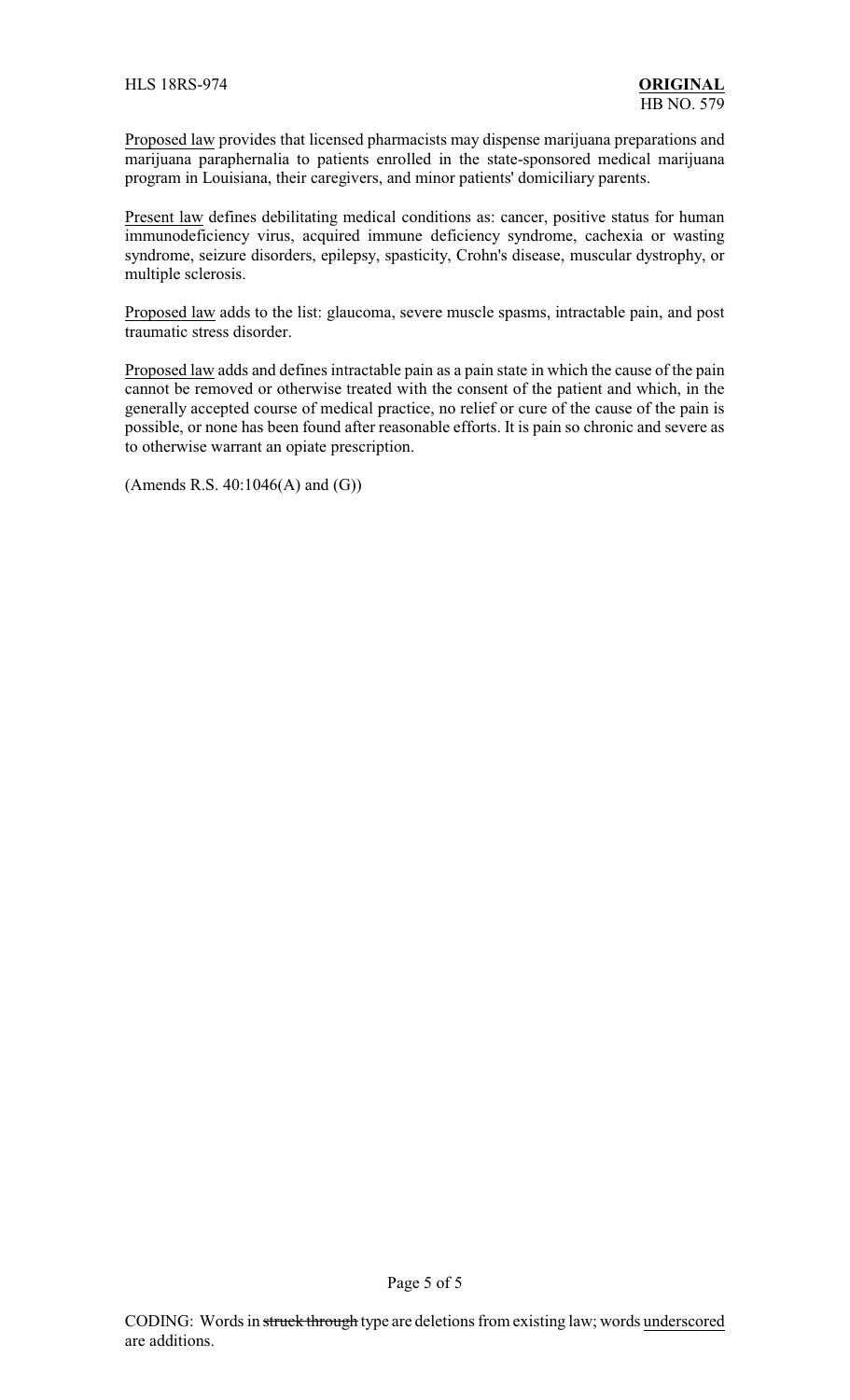<u>Proposed law</u> provides that licensed pharmacists may dispense marijuana preparations and marijuana paraphernalia to patients enrolled in the state-sponsored medical marijuana program in Louisiana, their caregivers, and minor patients' domiciliary parents.

<u>Present law</u> defines debilitating medical conditions as: cancer, positive status for human immunodeficiency virus, acquired immune deficiency syndrome, cachexia or wasting syndrome, seizure disorders, epilepsy, spasticity, Crohn's disease, muscular dystrophy, or multiple sclerosis.

<u>Proposed law</u> adds to the list: glaucoma, severe muscle spasms, intractable pain, and post traumatic stress disorder.

<u>Proposed law</u> adds and defines intractable pain as a pain state in which the cause of the pain cannot be removed or otherwise treated with the consent of the patient and which, in the generally accepted course of medical practice, no relief or cure of the cause of the pain is possible, or none has been found after reasonable efforts. It is pain so chronic and severe as to otherwise warrant an opiate prescription.

(Amends R.S. 40:1046(A) and (G))